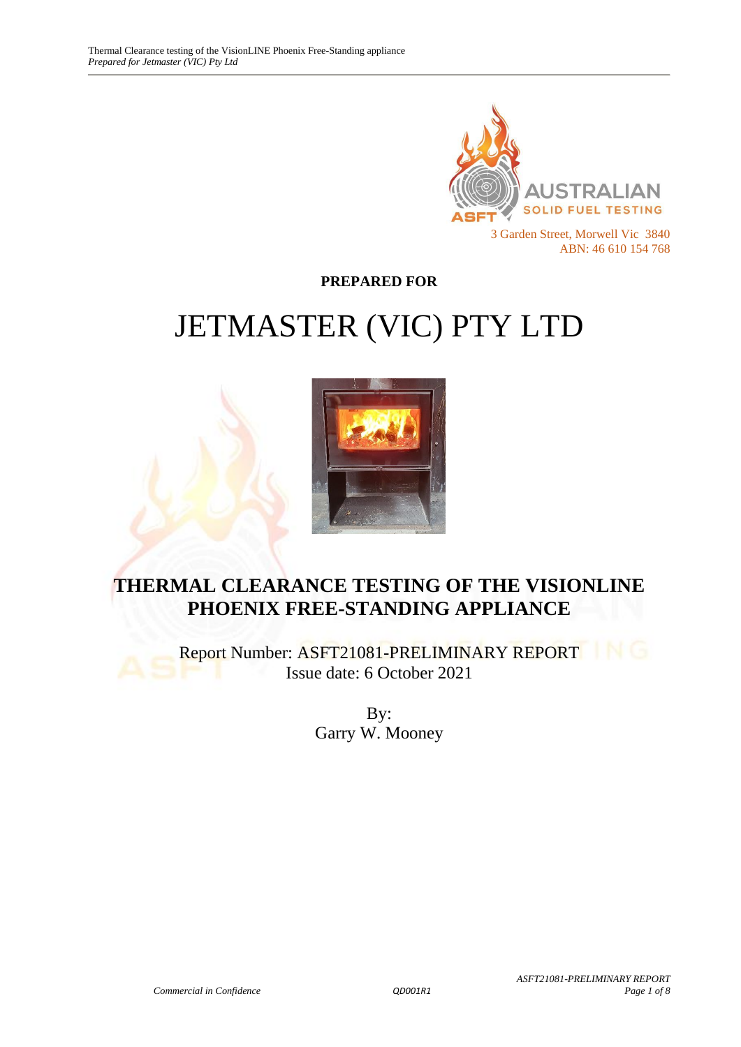AUSTRALIAN SOLID FUEL TESTING

ASFT

3 Garden Street, Morwell Vic 3840
ABN: 46 610 154 768

**PREPARED FOR**

# JETMASTER (VIC) PTY LTD

## THERMAL CLEARANCE TESTING OF THE VISIONLINE PHOENIX FREE-STANDING APPLIANCE

Report Number: ASFT21081-PRELIMINARY REPORT
Issue date: 6 October 2021

By:
Garry W. Mooney

*Commercial in Confidence*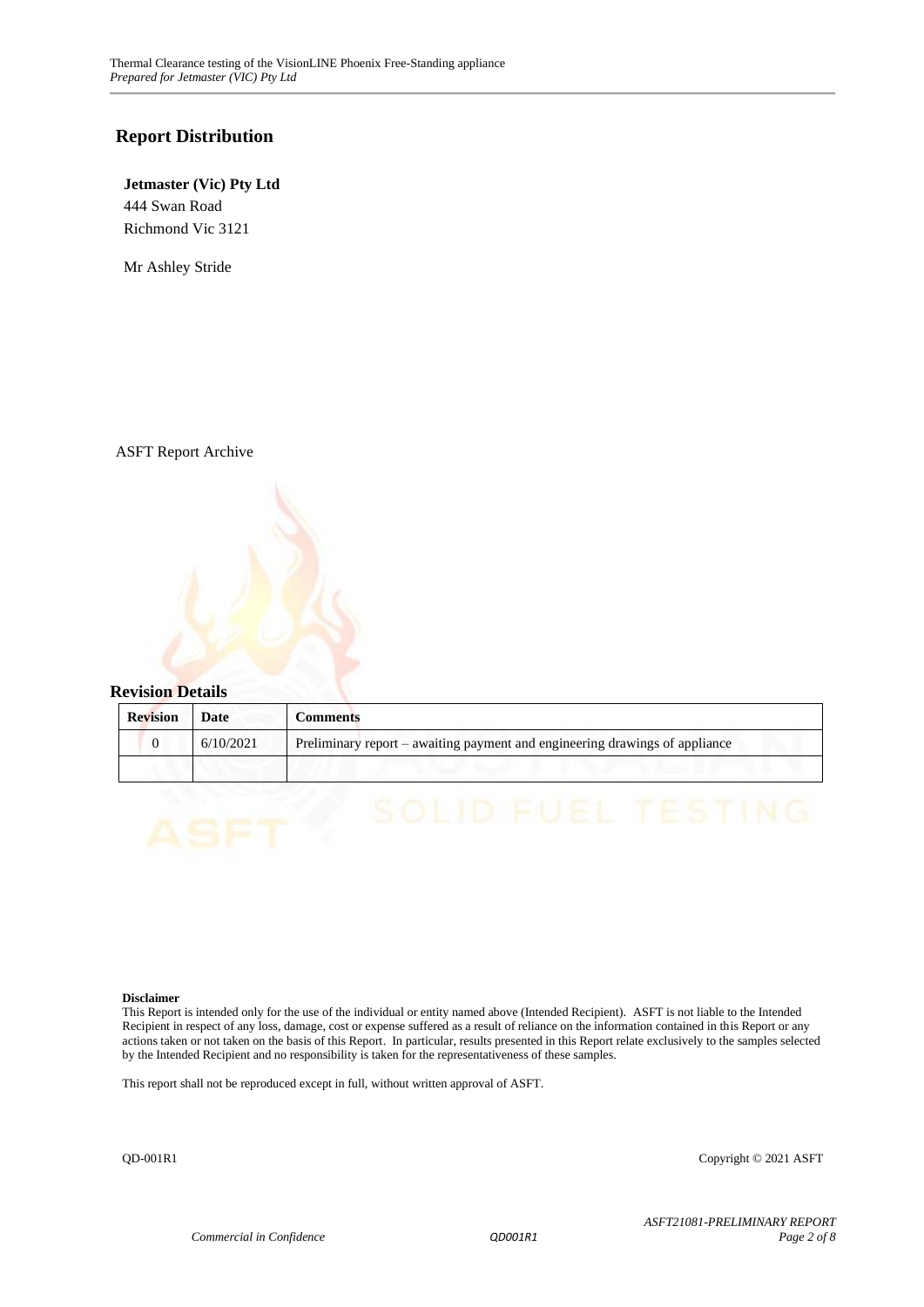## Report Distribution

**Jetmaster (Vic) Pty Ltd**
444 Swan Road
Richmond Vic 3121

Mr Ashley Stride

ASFT Report Archive

## Revision Details

| Revision | Date | Comments |
|---|---|---|
| 0 | 6/10/2021 | Preliminary report – awaiting payment and engineering drawings of appliance |
| | | |

**Disclaimer**
This Report is intended only for the use of the individual or entity named above (Intended Recipient). ASFT is not liable to the Intended Recipient in respect of any loss, damage, cost or expense suffered as a result of reliance on the information contained in this Report or any actions taken or not taken on the basis of this Report. In particular, results presented in this Report relate exclusively to the samples selected by the Intended Recipient and no responsibility is taken for the representativeness of these samples.

This report shall not be reproduced except in full, without written approval of ASFT.

QD-001R1 Copyright © 2021 ASFT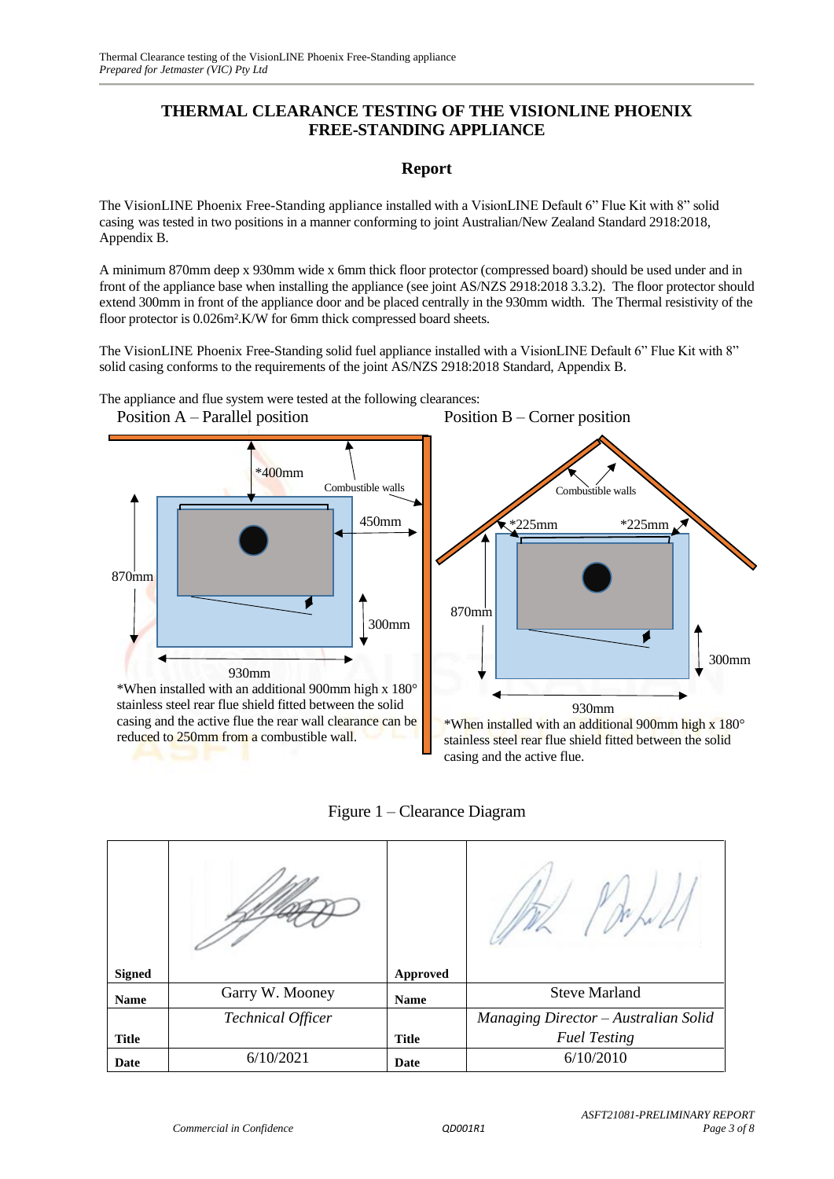# THERMAL CLEARANCE TESTING OF THE VISIONLINE PHOENIX FREE-STANDING APPLIANCE

## Report

The VisionLINE Phoenix Free-Standing appliance installed with a VisionLINE Default 6" Flue Kit with 8" solid casing was tested in two positions in a manner conforming to joint Australian/New Zealand Standard 2918:2018, Appendix B.

A minimum 870mm deep x 930mm wide x 6mm thick floor protector (compressed board) should be used under and in front of the appliance base when installing the appliance (see joint AS/NZS 2918:2018 3.3.2). The floor protector should extend 300mm in front of the appliance door and be placed centrally in the 930mm width. The Thermal resistivity of the floor protector is 0.026m².K/W for 6mm thick compressed board sheets.

The VisionLINE Phoenix Free-Standing solid fuel appliance installed with a VisionLINE Default 6" Flue Kit with 8" solid casing conforms to the requirements of the joint AS/NZS 2918:2018 Standard, Appendix B.

The appliance and flue system were tested at the following clearances:

Position A – Parallel position

*400mm
Combustible walls
450mm
870mm
300mm
930mm

*When installed with an additional 900mm high x 180° stainless steel rear flue shield fitted between the solid casing and the active flue the rear wall clearance can be reduced to 250mm from a combustible wall.

Position B – Corner position

Combustible walls
*225mm
*225mm
870mm
300mm
930mm

*When installed with an additional 900mm high x 180° stainless steel rear flue shield fitted between the solid casing and the active flue.

Figure 1 – Clearance Diagram

| | | | |
|---|---|---|---|
| **Signed** | | **Approved** | |
| **Name** | Garry W. Mooney | **Name** | Steve Marland |
| **Title** | *Technical Officer* | **Title** | *Managing Director – Australian Solid Fuel Testing* |
| **Date** | 6/10/2021 | **Date** | 6/10/2010 |

*Commercial in Confidence* QD001R1 *ASFT21081-PRELIMINARY REPORT*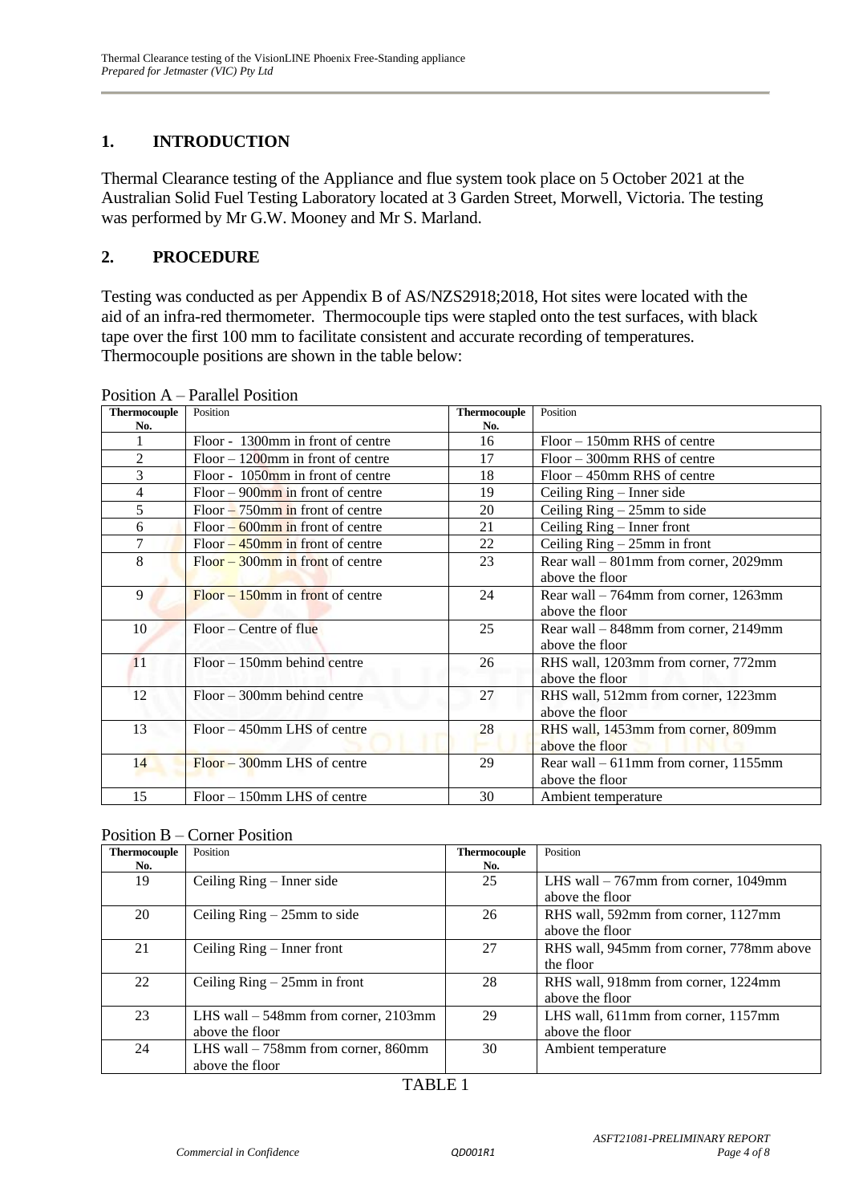## 1. INTRODUCTION

Thermal Clearance testing of the Appliance and flue system took place on 5 October 2021 at the Australian Solid Fuel Testing Laboratory located at 3 Garden Street, Morwell, Victoria. The testing was performed by Mr G.W. Mooney and Mr S. Marland.

## 2. PROCEDURE

Testing was conducted as per Appendix B of AS/NZS2918;2018, Hot sites were located with the aid of an infra-red thermometer. Thermocouple tips were stapled onto the test surfaces, with black tape over the first 100 mm to facilitate consistent and accurate recording of temperatures. Thermocouple positions are shown in the table below:

Position A – Parallel Position

| Thermocouple No. | Position | Thermocouple No. | Position |
|---|---|---|---|
| 1 | Floor - 1300mm in front of centre | 16 | Floor – 150mm RHS of centre |
| 2 | Floor – 1200mm in front of centre | 17 | Floor – 300mm RHS of centre |
| 3 | Floor - 1050mm in front of centre | 18 | Floor – 450mm RHS of centre |
| 4 | Floor – 900mm in front of centre | 19 | Ceiling Ring – Inner side |
| 5 | Floor – 750mm in front of centre | 20 | Ceiling Ring – 25mm to side |
| 6 | Floor – 600mm in front of centre | 21 | Ceiling Ring – Inner front |
| 7 | Floor – 450mm in front of centre | 22 | Ceiling Ring – 25mm in front |
| 8 | Floor – 300mm in front of centre | 23 | Rear wall – 801mm from corner, 2029mm above the floor |
| 9 | Floor – 150mm in front of centre | 24 | Rear wall – 764mm from corner, 1263mm above the floor |
| 10 | Floor – Centre of flue | 25 | Rear wall – 848mm from corner, 2149mm above the floor |
| 11 | Floor – 150mm behind centre | 26 | RHS wall, 1203mm from corner, 772mm above the floor |
| 12 | Floor – 300mm behind centre | 27 | RHS wall, 512mm from corner, 1223mm above the floor |
| 13 | Floor – 450mm LHS of centre | 28 | RHS wall, 1453mm from corner, 809mm above the floor |
| 14 | Floor – 300mm LHS of centre | 29 | Rear wall – 611mm from corner, 1155mm above the floor |
| 15 | Floor – 150mm LHS of centre | 30 | Ambient temperature |

Position B – Corner Position

| Thermocouple No. | Position | Thermocouple No. | Position |
|---|---|---|---|
| 19 | Ceiling Ring – Inner side | 25 | LHS wall – 767mm from corner, 1049mm above the floor |
| 20 | Ceiling Ring – 25mm to side | 26 | RHS wall, 592mm from corner, 1127mm above the floor |
| 21 | Ceiling Ring – Inner front | 27 | RHS wall, 945mm from corner, 778mm above the floor |
| 22 | Ceiling Ring – 25mm in front | 28 | RHS wall, 918mm from corner, 1224mm above the floor |
| 23 | LHS wall – 548mm from corner, 2103mm above the floor | 29 | LHS wall, 611mm from corner, 1157mm above the floor |
| 24 | LHS wall – 758mm from corner, 860mm above the floor | 30 | Ambient temperature |

TABLE 1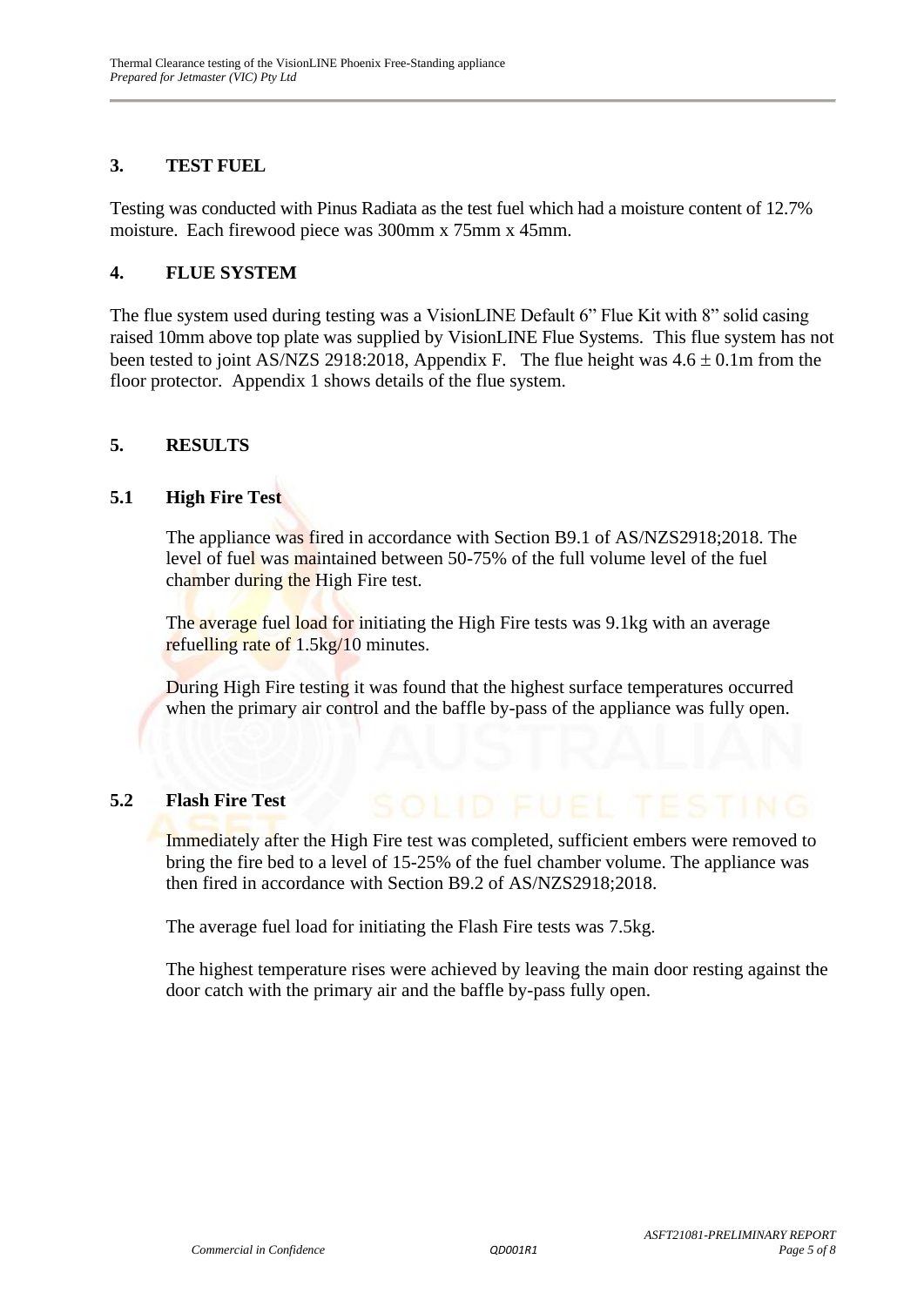## 3. TEST FUEL

Testing was conducted with Pinus Radiata as the test fuel which had a moisture content of 12.7% moisture. Each firewood piece was 300mm x 75mm x 45mm.

## 4. FLUE SYSTEM

The flue system used during testing was a VisionLINE Default 6" Flue Kit with 8" solid casing raised 10mm above top plate was supplied by VisionLINE Flue Systems. This flue system has not been tested to joint AS/NZS 2918:2018, Appendix F. The flue height was 4.6 ± 0.1m from the floor protector. Appendix 1 shows details of the flue system.

## 5. RESULTS

### 5.1 High Fire Test

The appliance was fired in accordance with Section B9.1 of AS/NZS2918;2018. The level of fuel was maintained between 50-75% of the full volume level of the fuel chamber during the High Fire test.

The average fuel load for initiating the High Fire tests was 9.1kg with an average refuelling rate of 1.5kg/10 minutes.

During High Fire testing it was found that the highest surface temperatures occurred when the primary air control and the baffle by-pass of the appliance was fully open.

### 5.2 Flash Fire Test

Immediately after the High Fire test was completed, sufficient embers were removed to bring the fire bed to a level of 15-25% of the fuel chamber volume. The appliance was then fired in accordance with Section B9.2 of AS/NZS2918;2018.

The average fuel load for initiating the Flash Fire tests was 7.5kg.

The highest temperature rises were achieved by leaving the main door resting against the door catch with the primary air and the baffle by-pass fully open.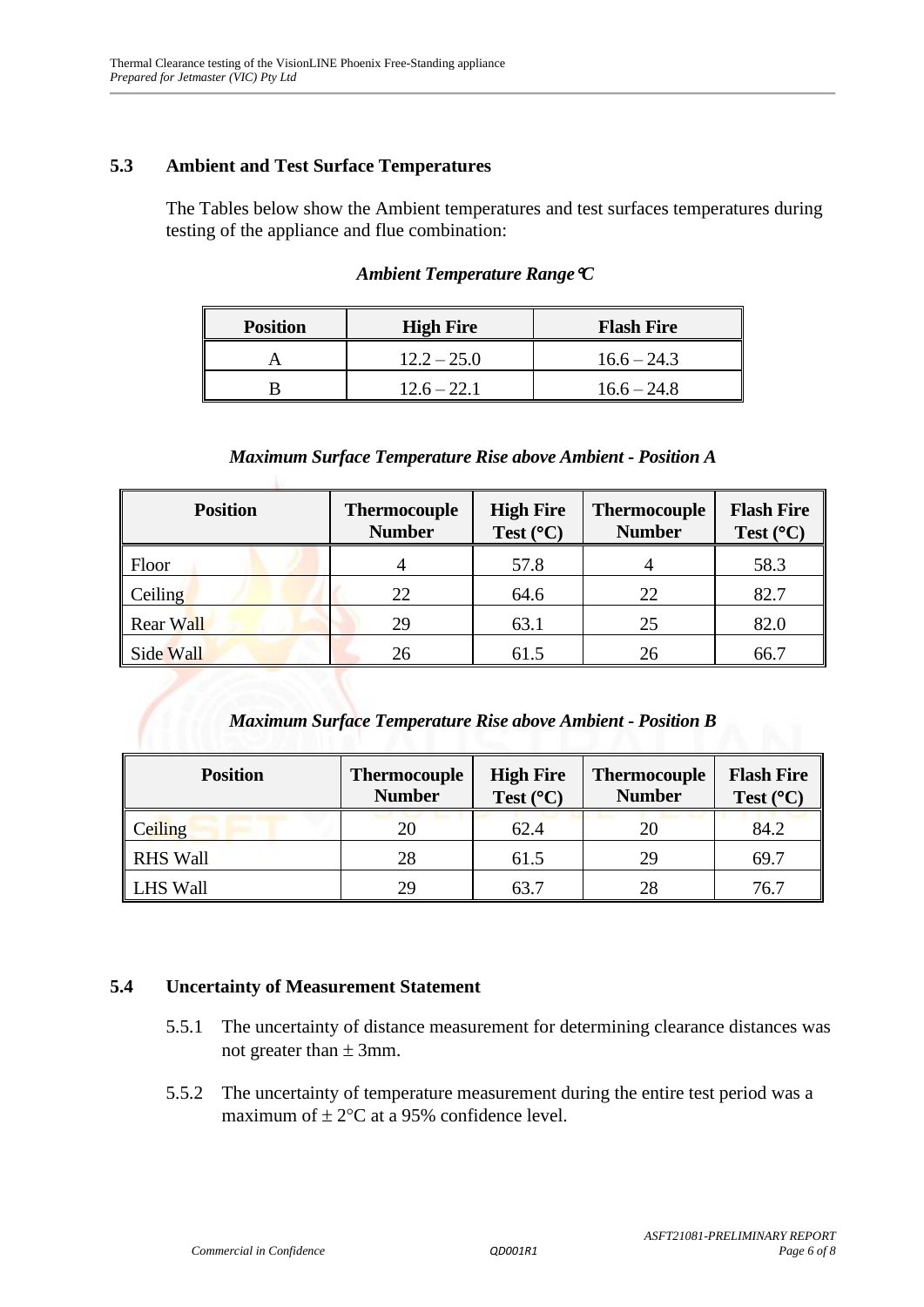### 5.3 Ambient and Test Surface Temperatures

The Tables below show the Ambient temperatures and test surfaces temperatures during testing of the appliance and flue combination:

*Ambient Temperature Range °C*

| Position | High Fire | Flash Fire |
|---|---|---|
| A | 12.2 – 25.0 | 16.6 – 24.3 |
| B | 12.6 – 22.1 | 16.6 – 24.8 |

*Maximum Surface Temperature Rise above Ambient - Position A*

| Position | Thermocouple Number | High Fire Test (°C) | Thermocouple Number | Flash Fire Test (°C) |
|---|---|---|---|---|
| Floor | 4 | 57.8 | 4 | 58.3 |
| Ceiling | 22 | 64.6 | 22 | 82.7 |
| Rear Wall | 29 | 63.1 | 25 | 82.0 |
| Side Wall | 26 | 61.5 | 26 | 66.7 |

*Maximum Surface Temperature Rise above Ambient - Position B*

| Position | Thermocouple Number | High Fire Test (°C) | Thermocouple Number | Flash Fire Test (°C) |
|---|---|---|---|---|
| Ceiling | 20 | 62.4 | 20 | 84.2 |
| RHS Wall | 28 | 61.5 | 29 | 69.7 |
| LHS Wall | 29 | 63.7 | 28 | 76.7 |

### 5.4 Uncertainty of Measurement Statement

5.5.1 The uncertainty of distance measurement for determining clearance distances was not greater than ± 3mm.

5.5.2 The uncertainty of temperature measurement during the entire test period was a maximum of ± 2°C at a 95% confidence level.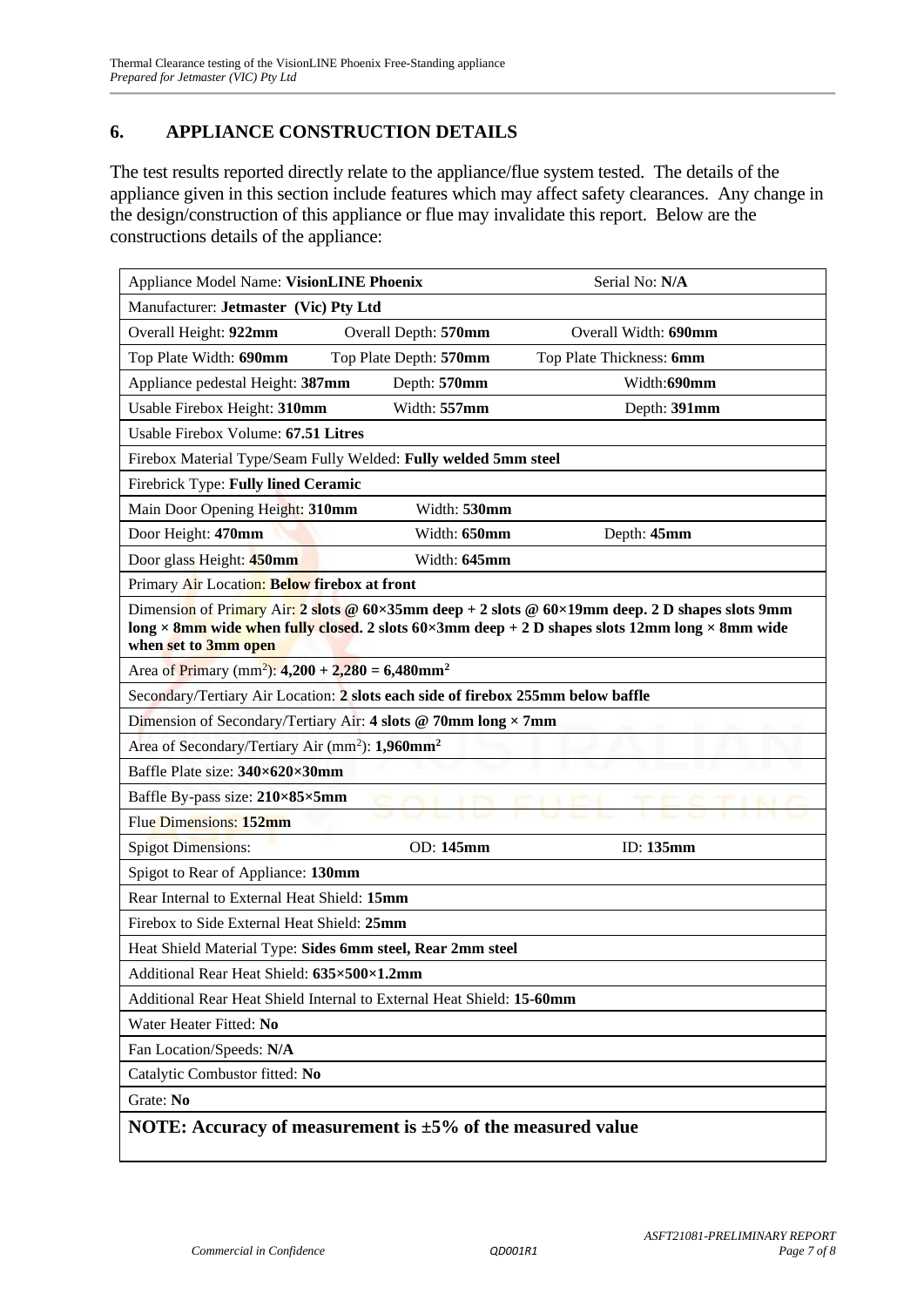## 6. APPLIANCE CONSTRUCTION DETAILS

The test results reported directly relate to the appliance/flue system tested. The details of the appliance given in this section include features which may affect safety clearances. Any change in the design/construction of this appliance or flue may invalidate this report. Below are the constructions details of the appliance:

| | | |
|---|---|---|
| Appliance Model Name: **VisionLINE Phoenix** | | Serial No: **N/A** |
| Manufacturer: **Jetmaster (Vic) Pty Ltd** | | |
| Overall Height: **922mm** | Overall Depth: **570mm** | Overall Width: **690mm** |
| Top Plate Width: **690mm** | Top Plate Depth: **570mm** | Top Plate Thickness: **6mm** |
| Appliance pedestal Height: **387mm** | Depth: **570mm** | Width:**690mm** |
| Usable Firebox Height: **310mm** | Width: **557mm** | Depth: **391mm** |
| Usable Firebox Volume: **67.51 Litres** | | |
| Firebox Material Type/Seam Fully Welded: **Fully welded 5mm steel** | | |
| Firebrick Type: **Fully lined Ceramic** | | |
| Main Door Opening Height: **310mm** | Width: **530mm** | |
| Door Height: **470mm** | Width: **650mm** | Depth: **45mm** |
| Door glass Height: **450mm** | Width: **645mm** | |
| Primary Air Location: **Below firebox at front** | | |
| Dimension of Primary Air: **2 slots @ 60×35mm deep + 2 slots @ 60×19mm deep. 2 D shapes slots 9mm long × 8mm wide when fully closed. 2 slots 60×3mm deep + 2 D shapes slots 12mm long × 8mm wide when set to 3mm open** | | |
| Area of Primary (mm$^2$): **4,200 + 2,280 = 6,480mm$^2$** | | |
| Secondary/Tertiary Air Location: **2 slots each side of firebox 255mm below baffle** | | |
| Dimension of Secondary/Tertiary Air: **4 slots @ 70mm long × 7mm** | | |
| Area of Secondary/Tertiary Air (mm$^2$): **1,960mm$^2$** | | |
| Baffle Plate size: **340×620×30mm** | | |
| Baffle By-pass size: **210×85×5mm** | | |
| Flue Dimensions: **152mm** | | |
| Spigot Dimensions: | OD: **145mm** | ID: **135mm** |
| Spigot to Rear of Appliance: **130mm** | | |
| Rear Internal to External Heat Shield: **15mm** | | |
| Firebox to Side External Heat Shield: **25mm** | | |
| Heat Shield Material Type: **Sides 6mm steel, Rear 2mm steel** | | |
| Additional Rear Heat Shield: **635×500×1.2mm** | | |
| Additional Rear Heat Shield Internal to External Heat Shield: **15-60mm** | | |
| Water Heater Fitted: **No** | | |
| Fan Location/Speeds: **N/A** | | |
| Catalytic Combustor fitted: **No** | | |
| Grate: **No** | | |
| **NOTE: Accuracy of measurement is ±5% of the measured value** | | |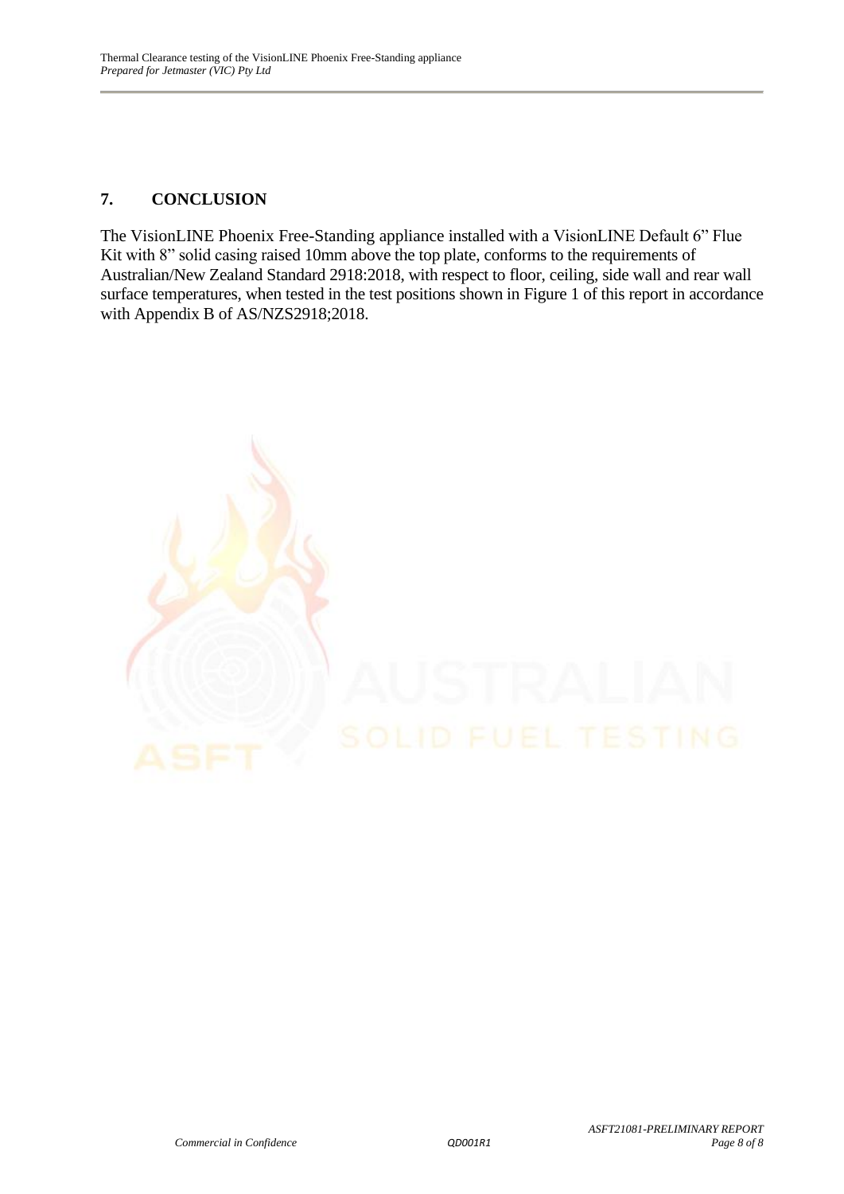## 7. CONCLUSION

The VisionLINE Phoenix Free-Standing appliance installed with a VisionLINE Default 6" Flue Kit with 8" solid casing raised 10mm above the top plate, conforms to the requirements of Australian/New Zealand Standard 2918:2018, with respect to floor, ceiling, side wall and rear wall surface temperatures, when tested in the test positions shown in Figure 1 of this report in accordance with Appendix B of AS/NZS2918;2018.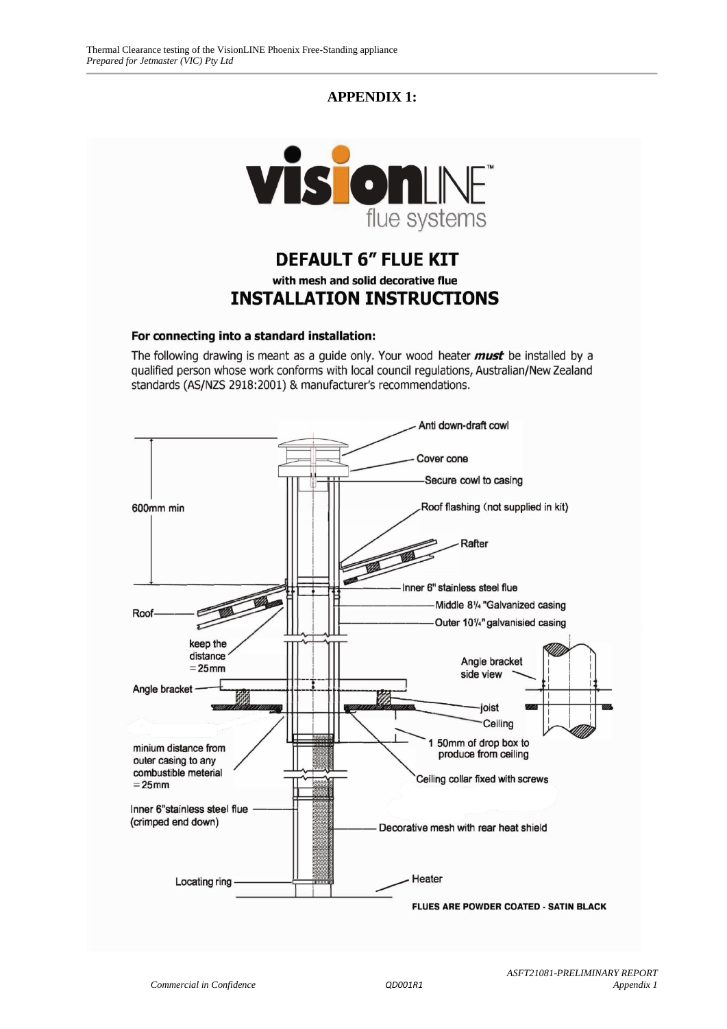# APPENDIX 1:

visionLINE™ flue systems

## DEFAULT 6" FLUE KIT

**with mesh and solid decorative flue**

## INSTALLATION INSTRUCTIONS

**For connecting into a standard installation:**

The following drawing is meant as a guide only. Your wood heater ***must*** be installed by a qualified person whose work conforms with local council regulations, Australian/New Zealand standards (AS/NZS 2918:2001) & manufacturer's recommendations.

Anti down-draft cowl

Cover cone

Secure cowl to casing

600mm min

Roof flashing (not supplied in kit)

Rafter

Inner 6" stainless steel flue

Roof

Middle 8¼ "Galvanized casing

Outer 10¼" galvanisied casing

keep the distance = 25mm

Angle bracket side view

Angle bracket

joist

Ceiling

1 50mm of drop box to produce from ceiling

minium distance from outer casing to any combustible meterial = 25mm

Ceiling collar fixed with screws

Inner 6"stainless steel flue (crimped end down)

Decorative mesh with rear heat shield

Locating ring

Heater

FLUES ARE POWDER COATED - SATIN BLACK